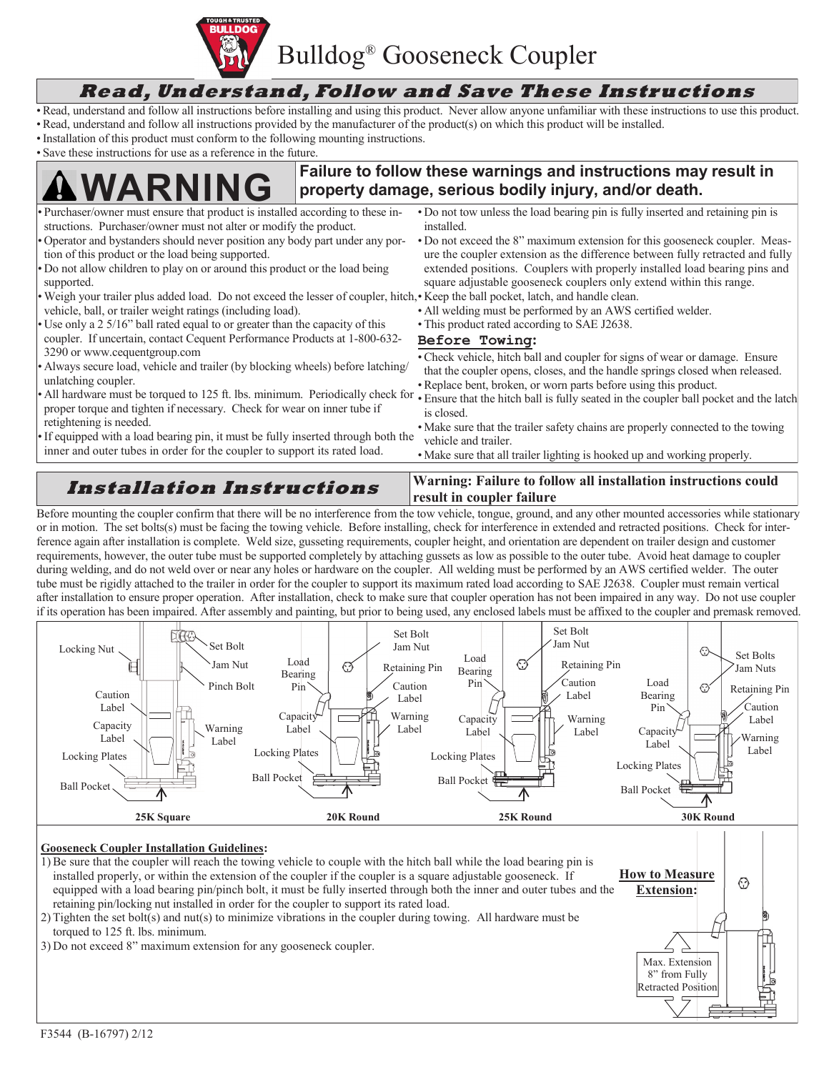# Bulldog® Gooseneck Coupler

## Read, Understand, Follow and Save These Instructions

- Read, understand and follow all instructions before installing and using this product. Never allow anyone unfamiliar with these instructions to use this product.
- Read, understand and follow all instructions provided by the manufacturer of the product(s) on which this product will be installed.
- Installation of this product must conform to the following mounting instructions.
- Save these instructions for use as a reference in the future.

## ⚠WARNING

**Failure to follow these warnings and instructions may result in property damage, serious bodily injury, and/or death.**

- Purchaser/owner must ensure that product is installed according to these instructions. Purchaser/owner must not alter or modify the product.
- Operator and bystanders should never position any body part under any portion of this product or the load being supported.
- Do not allow children to play on or around this product or the load being supported.
- Weigh your trailer plus added load. Do not exceed the lesser of coupler, hitch, vehicle, ball, or trailer weight ratings (including load).
- Use only a 2 5/16" ball rated equal to or greater than the capacity of this coupler. If uncertain, contact Cequent Performance Products at 1-800-632-3290 or www.cequentgroup.com
- Always secure load, vehicle and trailer (by blocking wheels) before latching/unlatching coupler.
- All hardware must be torqued to 125 ft. lbs. minimum. Periodically check for proper torque and tighten if necessary. Check for wear on inner tube if retightening is needed.
- If equipped with a load bearing pin, it must be fully inserted through both the inner and outer tubes in order for the coupler to support its rated load.
- Do not tow unless the load bearing pin is fully inserted and retaining pin is installed.
- Do not exceed the 8" maximum extension for this gooseneck coupler. Measure the coupler extension as the difference between fully retracted and fully extended positions. Couplers with properly installed load bearing pins and square adjustable gooseneck couplers only extend within this range.
- Keep the ball pocket, latch, and handle clean.
- All welding must be performed by an AWS certified welder.
- This product rated according to SAE J2638.

### Before Towing:

- Check vehicle, hitch ball and coupler for signs of wear or damage. Ensure that the coupler opens, closes, and the handle springs closed when released.
- Replace bent, broken, or worn parts before using this product.
- Ensure that the hitch ball is fully seated in the coupler ball pocket and the latch is closed.
- Make sure that the trailer safety chains are properly connected to the towing vehicle and trailer.
- Make sure that all trailer lighting is hooked up and working properly.

## Installation Instructions

**Warning: Failure to follow all installation instructions could result in coupler failure**

Before mounting the coupler confirm that there will be no interference from the tow vehicle, tongue, ground, and any other mounted accessories while stationary or in motion. The set bolts(s) must be facing the towing vehicle. Before installing, check for interference in extended and retracted positions. Check for interference again after installation is complete. Weld size, gusseting requirements, coupler height, and orientation are dependent on trailer design and customer requirements, however, the outer tube must be supported completely by attaching gussets as low as possible to the outer tube. Avoid heat damage to coupler during welding, and do not weld over or near any holes or hardware on the coupler. All welding must be performed by an AWS certified welder. The outer tube must be rigidly attached to the trailer in order for the coupler to support its maximum rated load according to SAE J2638. Coupler must remain vertical after installation to ensure proper operation. After installation, check to make sure that coupler operation has not been impaired in any way. Do not use coupler if its operation has been impaired. After assembly and painting, but prior to being used, any enclosed labels must be affixed to the coupler and premask removed.

25K Square: Locking Nut, Set Bolt, Jam Nut, Pinch Bolt, Caution Label, Capacity Label, Warning Label, Locking Plates, Ball Pocket

20K Round: Load Bearing Pin, Set Bolt Jam Nut, Retaining Pin, Caution Label, Capacity Label, Warning Label, Locking Plates, Ball Pocket

25K Round: Load Bearing Pin, Set Bolt Jam Nut, Retaining Pin, Caution Label, Capacity Label, Warning Label, Locking Plates, Ball Pocket

30K Round: Set Bolts Jam Nuts, Load Bearing Pin, Retaining Pin, Caution Label, Capacity Label, Warning Label, Locking Plates, Ball Pocket

### Gooseneck Coupler Installation Guidelines:

1) Be sure that the coupler will reach the towing vehicle to couple with the hitch ball while the load bearing pin is installed properly, or within the extension of the coupler if the coupler is a square adjustable gooseneck. If equipped with a load bearing pin/pinch bolt, it must be fully inserted through both the inner and outer tubes and the retaining pin/locking nut installed in order for the coupler to support its rated load.
2) Tighten the set bolt(s) and nut(s) to minimize vibrations in the coupler during towing. All hardware must be torqued to 125 ft. lbs. minimum.
3) Do not exceed 8" maximum extension for any gooseneck coupler.

**How to Measure Extension:**

Max. Extension 8" from Fully Retracted Position

F3544 (B-16797) 2/12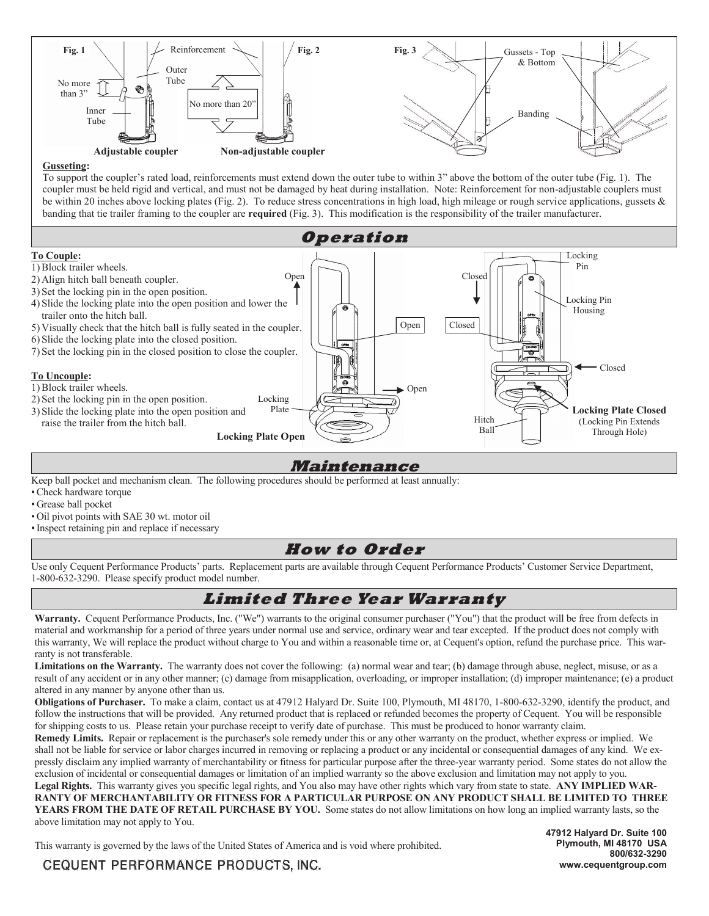**Fig. 1** — Adjustable coupler (labels: Reinforcement, Outer Tube, Inner Tube, No more than 3")

**Fig. 2** — Non-adjustable coupler (label: No more than 20")

**Fig. 3** — (labels: Gussets - Top & Bottom, Banding)

**Gusseting:**

To support the coupler's rated load, reinforcements must extend down the outer tube to within 3" above the bottom of the outer tube (Fig. 1). The coupler must be held rigid and vertical, and must not be damaged by heat during installation. Note: Reinforcement for non-adjustable couplers must be within 20 inches above locking plates (Fig. 2). To reduce stress concentrations in high load, high mileage or rough service applications, gussets & banding that tie trailer framing to the coupler are **required** (Fig. 3). This modification is the responsibility of the trailer manufacturer.

## Operation

**To Couple:**

1) Block trailer wheels.
2) Align hitch ball beneath coupler.
3) Set the locking pin in the open position.
4) Slide the locking plate into the open position and lower the trailer onto the hitch ball.
5) Visually check that the hitch ball is fully seated in the coupler.
6) Slide the locking plate into the closed position.
7) Set the locking pin in the closed position to close the coupler.

**To Uncouple:**

1) Block trailer wheels.
2) Set the locking pin in the open position.
3) Slide the locking plate into the open position and raise the trailer from the hitch ball.

**Locking Plate Open** (labels: Open, Locking Plate)

**Locking Plate Closed** (Locking Pin Extends Through Hole) (labels: Closed, Locking Pin, Locking Pin Housing, Hitch Ball)

## Maintenance

Keep ball pocket and mechanism clean. The following procedures should be performed at least annually:

- Check hardware torque
- Grease ball pocket
- Oil pivot points with SAE 30 wt. motor oil
- Inspect retaining pin and replace if necessary

## How to Order

Use only Cequent Performance Products' parts. Replacement parts are available through Cequent Performance Products' Customer Service Department, 1-800-632-3290. Please specify product model number.

## Limited Three Year Warranty

**Warranty.** Cequent Performance Products, Inc. ("We") warrants to the original consumer purchaser ("You") that the product will be free from defects in material and workmanship for a period of three years under normal use and service, ordinary wear and tear excepted. If the product does not comply with this warranty, We will replace the product without charge to You and within a reasonable time or, at Cequent's option, refund the purchase price. This warranty is not transferable.

**Limitations on the Warranty.** The warranty does not cover the following: (a) normal wear and tear; (b) damage through abuse, neglect, misuse, or as a result of any accident or in any other manner; (c) damage from misapplication, overloading, or improper installation; (d) improper maintenance; (e) a product altered in any manner by anyone other than us.

**Obligations of Purchaser.** To make a claim, contact us at 47912 Halyard Dr. Suite 100, Plymouth, MI 48170, 1-800-632-3290, identify the product, and follow the instructions that will be provided. Any returned product that is replaced or refunded becomes the property of Cequent. You will be responsible for shipping costs to us. Please retain your purchase receipt to verify date of purchase. This must be produced to honor warranty claim.

**Remedy Limits.** Repair or replacement is the purchaser's sole remedy under this or any other warranty on the product, whether express or implied. We shall not be liable for service or labor charges incurred in removing or replacing a product or any incidental or consequential damages of any kind. We expressly disclaim any implied warranty of merchantability or fitness for particular purpose after the three-year warranty period. Some states do not allow the exclusion of incidental or consequential damages or limitation of an implied warranty so the above exclusion and limitation may not apply to you.

**Legal Rights.** This warranty gives you specific legal rights, and You also may have other rights which vary from state to state. **ANY IMPLIED WARRANTY OF MERCHANTABILITY OR FITNESS FOR A PARTICULAR PURPOSE ON ANY PRODUCT SHALL BE LIMITED TO THREE YEARS FROM THE DATE OF RETAIL PURCHASE BY YOU.** Some states do not allow limitations on how long an implied warranty lasts, so the above limitation may not apply to You.

This warranty is governed by the laws of the United States of America and is void where prohibited.

CEQUENT PERFORMANCE PRODUCTS, INC.

**47912 Halyard Dr. Suite 100**
**Plymouth, MI 48170 USA**
**800/632-3290**
**www.cequentgroup.com**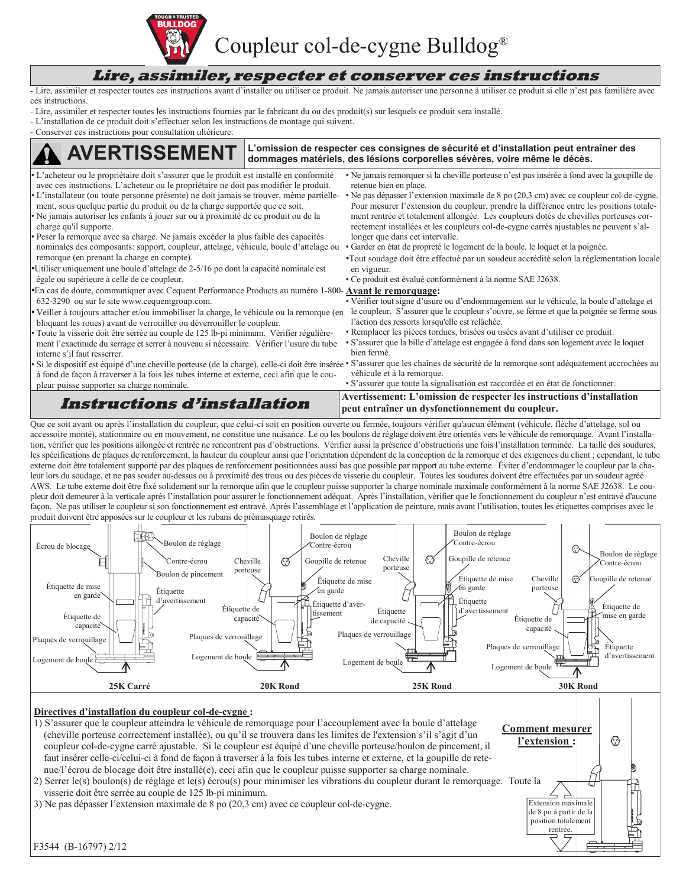# Coupleur col-de-cygne Bulldog®

## *Lire, assimiler, respecter et conserver ces instructions*

- Lire, assimiler et respecter toutes ces instructions avant d'installer ou utiliser ce produit. Ne jamais autoriser une personne à utiliser ce produit si elle n'est pas familière avec ces instructions.
- Lire, assimiler et respecter toutes les instructions fournies par le fabricant du ou des produit(s) sur lesquels ce produit sera installé.
- L'installation de ce produit doit s'effectuer selon les instructions de montage qui suivent.
- Conserver ces instructions pour consultation ultérieure.

## AVERTISSEMENT

**L'omission de respecter ces consignes de sécurité et d'installation peut entraîner des dommages matériels, des lésions corporelles sévères, voire même le décès.**

- L'acheteur ou le propriétaire doit s'assurer que le produit est installé en conformité avec ces instructions. L'acheteur ou le propriétaire ne doit pas modifier le produit.
- L'installateur (ou toute personne présente) ne doit jamais se trouver, même partiellement, sous quelque partie du produit ou de la charge supportée que ce soit.
- Ne jamais autoriser les enfants à jouer sur ou à proximité de ce produit ou de la charge qu'il supporte.
- Peser la remorque avec sa charge. Ne jamais excéder la plus faible des capacités nominales des composants: support, coupleur, attelage, véhicule, boule d'attelage ou remorque (en prenant la charge en compte).
- Utiliser uniquement une boule d'attelage de 2-5/16 po dont la capacité nominale est égale ou supérieure à celle de ce coupleur.
- En cas de doute, communiquer avec Cequent Performance Products au numéro 1-800-632-3290 ou sur le site www.cequentgroup.com.
- Veiller à toujours attacher et/ou immobiliser la charge, le véhicule ou la remorque (en bloquant les roues) avant de verrouiller ou déverrouiller le coupleur.
- Toute la visserie doit être serrée au couple de 125 lb-pi minimum. Vérifier régulièrement l'exactitude du serrage et serrer à nouveau si nécessaire. Vérifier l'usure du tube interne s'il faut resserrer.
- Si le dispositif est équipé d'une cheville porteuse (de la charge), celle-ci doit être insérée à fond de façon à traverser à la fois les tubes interne et externe, ceci afin que le coupleur puisse supporter sa charge nominale.
- Ne jamais remorquer si la cheville porteuse n'est pas insérée à fond avec la goupille de retenue bien en place.
- Ne pas dépasser l'extension maximale de 8 po (20,3 cm) avec ce coupleur col-de-cygne. Pour mesurer l'extension du coupleur, prendre la différence entre les positions totalement rentrée et totalement allongée. Les coupleurs dotés de chevilles porteuses correctement installées et les coupleurs col-de-cygne carrés ajustables ne peuvent s'allonger que dans cet intervalle.
- Garder en état de propreté le logement de la boule, le loquet et la poignée.
- Tout soudage doit être effectué par un soudeur accrédité selon la réglementation locale en vigueur.
- Ce produit est évalué conformément à la norme SAE J2638.

**Avant le remorquage:**

- Vérifier tout signe d'usure ou d'endommagement sur le véhicule, la boule d'attelage et le coupleur. S'assurer que le coupleur s'ouvre, se ferme et que la poignée se ferme sous l'action des ressorts lorsqu'elle est relâchée.
- Remplacer les pièces tordues, brisées ou usées avant d'utiliser ce produit.
- S'assurer que la bille d'attelage est engagée à fond dans son logement avec le loquet bien fermé.
- S'assurer que les chaînes de sécurité de la remorque sont adéquatement accrochées au véhicule et à la remorque.
- S'assurer que toute la signalisation est raccordée et en état de fonctionner.

## *Instructions d'installation*

**Avertissement: L'omission de respecter les instructions d'installation peut entraîner un dysfonctionnement du coupleur.**

Que ce soit avant ou après l'installation du coupleur, que celui-ci soit en position ouverte ou fermée, toujours vérifier qu'aucun élément (véhicule, flèche d'attelage, sol ou accessoire monté), stationnaire ou en mouvement, ne constitue une nuisance. Le ou les boulons de réglage doivent être orientés vers le véhicule de remorquage. Avant l'installation, vérifier que les positions allongée et rentrée ne rencontrent pas d'obstructions. Vérifier aussi la présence d'obstructions une fois l'installation terminée. La taille des soudures, les spécifications de plaques de renforcement, la hauteur du coupleur ainsi que l'orientation dépendent de la conception de la remorque et des exigences du client ; cependant, le tube externe doit être totalement supporté par des plaques de renforcement positionnées aussi bas que possible par rapport au tube externe. Éviter d'endommager le coupleur par la chaleur lors du soudage, et ne pas souder au-dessus ou à proximité des trous ou des pièces de visserie du coupleur. Toutes les soudures doivent être effectuées par un soudeur agréé AWS. Le tube externe doit être fixé solidement sur la remorque afin que le coupleur puisse supporter la charge nominale maximale conformément à la norme SAE J2638. Le coupleur doit demeurer à la verticale après l'installation pour assurer le fonctionnement adéquat. Après l'installation, vérifier que le fonctionnement du coupleur n'est entravé d'aucune façon. Ne pas utiliser le coupleur si son fonctionnement est entravé. Après l'assemblage et l'application de peinture, mais avant l'utilisation, toutes les étiquettes comprises avec le produit doivent être apposées sur le coupleur et les rubans de prémasquage retirés.

**25K Carré** : Écrou de blocage, Boulon de réglage, Contre-écrou, Boulon de pincement, Étiquette de mise en garde, Étiquette d'avertissement, Étiquette de capacité, Plaques de verrouillage, Logement de boule

**20K Rond** : Boulon de réglage, Contre-écrou, Cheville porteuse, Goupille de retenue, Étiquette de mise en garde, Étiquette d'avertissement, Étiquette de capacité, Plaques de verrouillage, Logement de boule

**25K Rond** : Boulon de réglage, Contre-écrou, Cheville porteuse, Goupille de retenue, Étiquette de mise en garde, Étiquette d'avertissement, Étiquette de capacité, Plaques de verrouillage, Logement de boule

**30K Rond** : Boulon de réglage, Contre-écrou, Cheville porteuse, Goupille de retenue, Étiquette de mise en garde, Étiquette d'avertissement, Étiquette de capacité, Plaques de verrouillage, Logement de boule

**Directives d'installation du coupleur col-de-cygne :**

1) S'assurer que le coupleur atteindra le véhicule de remorquage pour l'accouplement avec la boule d'attelage (cheville porteuse correctement installée), ou qu'il se trouvera dans les limites de l'extension s'il s'agit d'un coupleur col-de-cygne carré ajustable. Si le coupleur est équipé d'une cheville porteuse/boulon de pincement, il faut insérer celle-ci/celui-ci à fond de façon à traverser à la fois les tubes interne et externe, et la goupille de retenue/l'écrou de blocage doit être installé(e), ceci afin que le coupleur puisse supporter sa charge nominale.
2) Serrer le(s) boulon(s) de réglage et le(s) écrou(s) pour minimiser les vibrations du coupleur durant le remorquage. Toute la visserie doit être serrée au couple de 125 lb-pi minimum.
3) Ne pas dépasser l'extension maximale de 8 po (20,3 cm) avec ce coupleur col-de-cygne.

**Comment mesurer l'extension :**

Extension maximale de 8 po à partir de la position totalement rentrée.

F3544 (B-16797) 2/12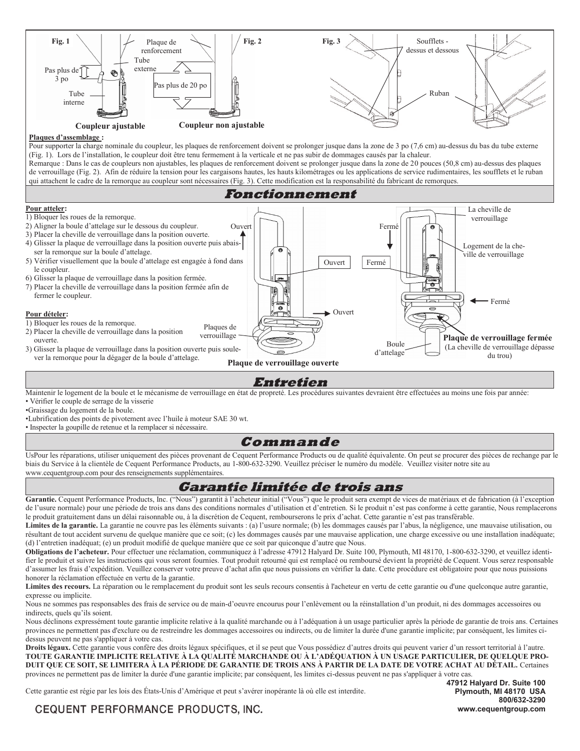**Fig. 1** Pas plus de 3 po — Plaque de renforcement — Tube externe — Tube interne

**Coupleur ajustable**

**Fig. 2** Pas plus de 20 po

**Coupleur non ajustable**

**Fig. 3** Soufflets - dessus et dessous — Ruban

**Plaques d'assemblage :**

Pour supporter la charge nominale du coupleur, les plaques de renforcement doivent se prolonger jusque dans la zone de 3 po (7,6 cm) au-dessus du bas du tube externe (Fig. 1). Lors de l'installation, le coupleur doit être tenu fermement à la verticale et ne pas subir de dommages causés par la chaleur.

Remarque : Dans le cas de coupleurs non ajustables, les plaques de renforcement doivent se prolonger jusque dans la zone de 20 pouces (50,8 cm) au-dessus des plaques de verrouillage (Fig. 2). Afin de réduire la tension pour les cargaisons hautes, les hauts kilométrages ou les applications de service rudimentaires, les soufflets et le ruban qui attachent le cadre de la remorque au coupleur sont nécessaires (Fig. 3). Cette modification est la responsabilité du fabricant de remorques.

## Fonctionnement

**Pour atteler:**

1) Bloquer les roues de la remorque.
2) Aligner la boule d'attelage sur le dessous du coupleur.
3) Placer la cheville de verrouillage dans la position ouverte.
4) Glisser la plaque de verrouillage dans la position ouverte puis abaisser la remorque sur la boule d'attelage.
5) Vérifier visuellement que la boule d'attelage est engagée à fond dans le coupleur.
6) Glisser la plaque de verrouillage dans la position fermée.
7) Placer la cheville de verrouillage dans la position fermée afin de fermer le coupleur.

**Pour dételer:**

1) Bloquer les roues de la remorque.
2) Placer la cheville de verrouillage dans la position ouverte.
3) Glisser la plaque de verrouillage dans la position ouverte puis soulever la remorque pour la dégager de la boule d'attelage.

Ouvert — Plaques de verrouillage — Ouvert — Ouvert

**Plaque de verrouillage ouverte**

La cheville de verrouillage — Fermé — Fermé — Logement de la cheville de verrouillage — Fermé — Boule d'attelage

**Plaque de verrouillage fermée**
(La cheville de verrouillage dépasse du trou)

## Entretien

Maintenir le logement de la boule et le mécanisme de verrouillage en état de propreté. Les procédures suivantes devraient être effectuées au moins une fois par année:

- Vérifier le couple de serrage de la visserie
- Graissage du logement de la boule.
- Lubrification des points de pivotement avec l'huile à moteur SAE 30 wt.
- Inspecter la goupille de retenue et la remplacer si nécessaire.

## Commande

UsPour les réparations, utiliser uniquement des pièces provenant de Cequent Performance Products ou de qualité équivalente. On peut se procurer des pièces de rechange par le biais du Service à la clientèle de Cequent Performance Products, au 1-800-632-3290. Veuillez préciser le numéro du modèle. Veuillez visiter notre site au www.cequentgroup.com pour des renseignements supplémentaires.

## Garantie limitée de trois ans

**Garantie.** Cequent Performance Products, Inc. ("Nous") garantit à l'acheteur initial ("Vous") que le produit sera exempt de vices de matériaux et de fabrication (à l'exception de l'usure normale) pour une période de trois ans dans des conditions normales d'utilisation et d'entretien. Si le produit n'est pas conforme à cette garantie, Nous remplacerons le produit gratuitement dans un délai raisonnable ou, à la discrétion de Cequent, rembourserons le prix d'achat. Cette garantie n'est pas transférable.

**Limites de la garantie.** La garantie ne couvre pas les éléments suivants : (a) l'usure normale; (b) les dommages causés par l'abus, la négligence, une mauvaise utilisation, ou résultant de tout accident survenu de quelque manière que ce soit; (c) les dommages causés par une mauvaise application, une charge excessive ou une installation inadéquate; (d) l'entretien inadéquat; (e) un produit modifié de quelque manière que ce soit par quiconque d'autre que Nous.

**Obligations de l'acheteur.** Pour effectuer une réclamation, communiquez à l'adresse 47912 Halyard Dr. Suite 100, Plymouth, MI 48170, 1-800-632-3290, et veuillez identifier le produit et suivre les instructions qui vous seront fournies. Tout produit retourné qui est remplacé ou remboursé devient la propriété de Cequent. Vous serez responsable d'assumer les frais d'expédition. Veuillez conserver votre preuve d'achat afin que nous puissions en vérifier la date. Cette procédure est obligatoire pour que nous puissions honorer la réclamation effectuée en vertu de la garantie.

**Limites des recours.** La réparation ou le remplacement du produit sont les seuls recours consentis à l'acheteur en vertu de cette garantie ou d'une quelconque autre garantie, expresse ou implicite.

Nous ne sommes pas responsables des frais de service ou de main-d'oeuvre encourus pour l'enlèvement ou la réinstallation d'un produit, ni des dommages accessoires ou indirects, quels qu'ils soient.

Nous déclinons expressément toute garantie implicite relative à la qualité marchande ou à l'adéquation à un usage particulier après la période de garantie de trois ans. Certaines provinces ne permettent pas d'exclure ou de restreindre les dommages accessoires ou indirects, ou de limiter la durée d'une garantie implicite; par conséquent, les limites ci-dessus peuvent ne pas s'appliquer à votre cas.

**Droits légaux.** Cette garantie vous confère des droits légaux spécifiques, et il se peut que Vous possédiez d'autres droits qui peuvent varier d'un ressort territorial à l'autre. **TOUTE GARANTIE IMPLICITE RELATIVE À LA QUALITÉ MARCHANDE OU À L'ADÉQUATION À UN USAGE PARTICULIER, DE QUELQUE PRODUIT QUE CE SOIT, SE LIMITERA À LA PÉRIODE DE GARANTIE DE TROIS ANS À PARTIR DE LA DATE DE VOTRE ACHAT AU DÉTAIL.** Certaines provinces ne permettent pas de limiter la durée d'une garantie implicite; par conséquent, les limites ci-dessus peuvent ne pas s'appliquer à votre cas.

Cette garantie est régie par les lois des États-Unis d'Amérique et peut s'avérer inopérante là où elle est interdite.

**47912 Halyard Dr. Suite 100**
**Plymouth, MI 48170 USA**
**800/632-3290**
**www.cequentgroup.com**

CEQUENT PERFORMANCE PRODUCTS, INC.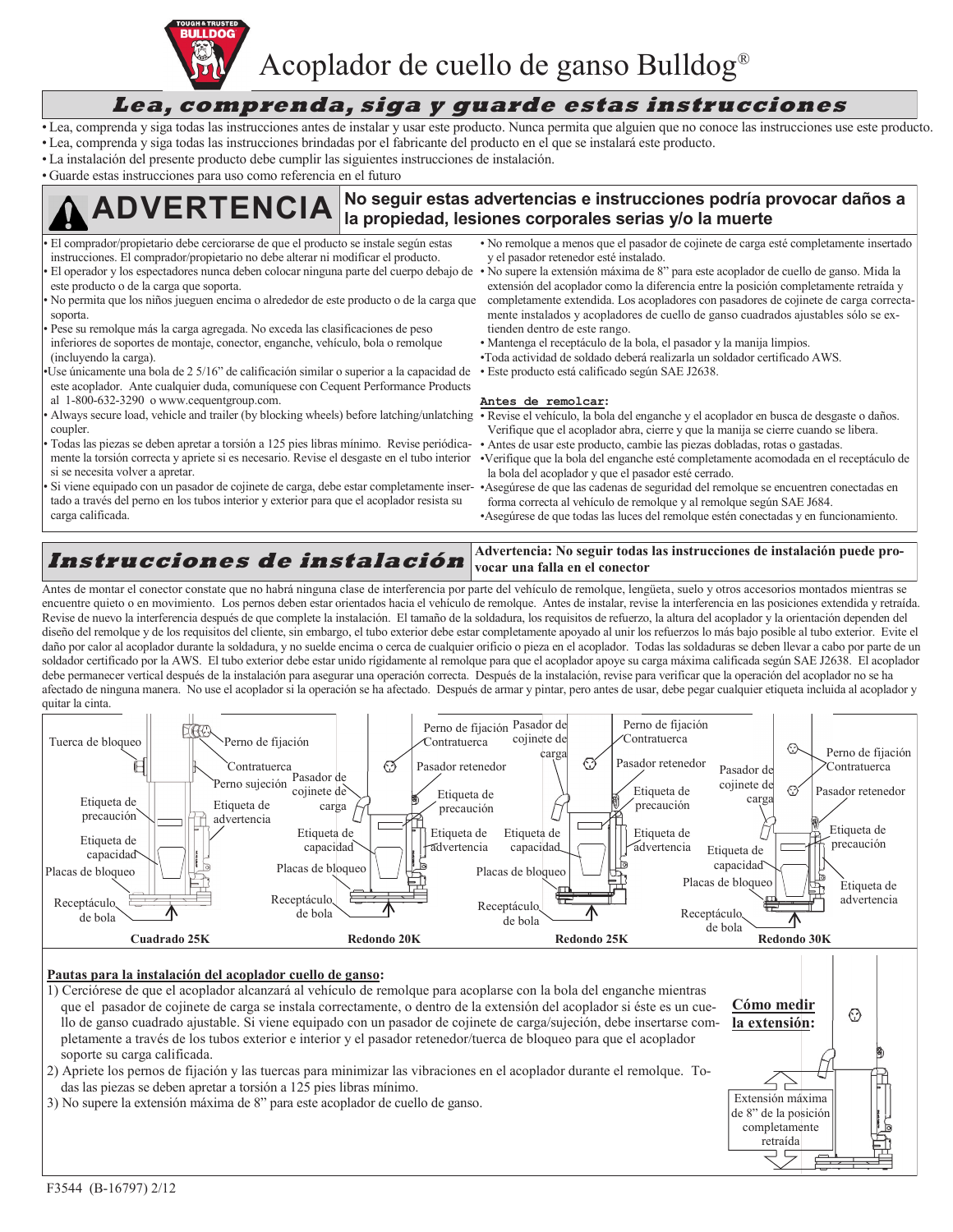# Acoplador de cuello de ganso Bulldog®

## *Lea, comprenda, siga y guarde estas instrucciones*

- Lea, comprenda y siga todas las instrucciones antes de instalar y usar este producto. Nunca permita que alguien que no conoce las instrucciones use este producto.
- Lea, comprenda y siga todas las instrucciones brindadas por el fabricante del producto en el que se instalará este producto.
- La instalación del presente producto debe cumplir las siguientes instrucciones de instalación.
- Guarde estas instrucciones para uso como referencia en el futuro

## ⚠ ADVERTENCIA

**No seguir estas advertencias e instrucciones podría provocar daños a la propiedad, lesiones corporales serias y/o la muerte**

- El comprador/propietario debe cerciorarse de que el producto se instale según estas instrucciones. El comprador/propietario no debe alterar ni modificar el producto.
- El operador y los espectadores nunca deben colocar ninguna parte del cuerpo debajo de este producto o de la carga que soporta.
- No permita que los niños jueguen encima o alrededor de este producto o de la carga que soporta.
- Pese su remolque más la carga agregada. No exceda las clasificaciones de peso inferiores de soportes de montaje, conector, enganche, vehículo, bola o remolque (incluyendo la carga).
- Use únicamente una bola de 2 5/16" de calificación similar o superior a la capacidad de este acoplador. Ante cualquier duda, comuníquese con Cequent Performance Products al 1-800-632-3290 o www.cequentgroup.com.
- Always secure load, vehicle and trailer (by blocking wheels) before latching/unlatching coupler.
- Todas las piezas se deben apretar a torsión a 125 pies libras mínimo. Revise periódicamente la torsión correcta y apriete si es necesario. Revise el desgaste en el tubo interior si se necesita volver a apretar.
- Si viene equipado con un pasador de cojinete de carga, debe estar completamente insertado a través del perno en los tubos interior y exterior para que el acoplador resista su carga calificada.
- No remolque a menos que el pasador de cojinete de carga esté completamente insertado y el pasador retenedor esté instalado.
- No supere la extensión máxima de 8" para este acoplador de cuello de ganso. Mida la extensión del acoplador como la diferencia entre la posición completamente retraída y completamente extendida. Los acopladores con pasadores de cojinete de carga correctamente instalados y acopladores de cuello de ganso cuadrados ajustables sólo se extienden dentro de este rango.
- Mantenga el receptáculo de la bola, el pasador y la manija limpios.
- Toda actividad de soldado deberá realizarla un soldador certificado AWS.
- Este producto está calificado según SAE J2638.

**Antes de remolcar:**

- Revise el vehículo, la bola del enganche y el acoplador en busca de desgaste o daños. Verifique que el acoplador abra, cierre y que la manija se cierre cuando se libera.
- Antes de usar este producto, cambie las piezas dobladas, rotas o gastadas.
- Verifique que la bola del enganche esté completamente acomodada en el receptáculo de la bola del acoplador y que el pasador esté cerrado.
- Asegúrese de que las cadenas de seguridad del remolque se encuentren conectadas en forma correcta al vehículo de remolque y al remolque según SAE J684.
- Asegúrese de que todas las luces del remolque estén conectadas y en funcionamiento.

## *Instrucciones de instalación*

**Advertencia: No seguir todas las instrucciones de instalación puede provocar una falla en el conector**

Antes de montar el conector constate que no habrá ninguna clase de interferencia por parte del vehículo de remolque, lengüeta, suelo y otros accesorios montados mientras se encuentre quieto o en movimiento. Los pernos deben estar orientados hacia el vehículo de remolque. Antes de instalar, revise la interferencia en las posiciones extendida y retraída. Revise de nuevo la interferencia después de que complete la instalación. El tamaño de la soldadura, los requisitos de refuerzo, la altura del acoplador y la orientación dependen del diseño del remolque y de los requisitos del cliente, sin embargo, el tubo exterior debe estar completamente apoyado al unir los refuerzos lo más bajo posible al tubo exterior. Evite el daño por calor al acoplador durante la soldadura, y no suelde encima o cerca de cualquier orificio o pieza en el acoplador. Todas las soldaduras se deben llevar a cabo por parte de un soldador certificado por la AWS. El tubo exterior debe estar unido rígidamente al remolque para que el acoplador apoye su carga máxima calificada según SAE J2638. El acoplador debe permanecer vertical después de la instalación para asegurar una operación correcta. Después de la instalación, revise para verificar que la operación del acoplador no se ha afectado de ninguna manera. No use el acoplador si la operación se ha afectado. Después de armar y pintar, pero antes de usar, debe pegar cualquier etiqueta incluida al acoplador y quitar la cinta.

Cuadrado 25K: Tuerca de bloqueo, Perno de fijación, Contratuerca, Perno sujeción, Etiqueta de precaución, Etiqueta de advertencia, Etiqueta de capacidad, Placas de bloqueo, Receptáculo de bola

Redondo 20K: Perno de fijación, Contratuerca, Pasador retenedor, Pasador de cojinete de carga, Etiqueta de precaución, Etiqueta de capacidad, Etiqueta de advertencia, Placas de bloqueo, Receptáculo de bola

Redondo 25K: Pasador de cojinete de carga, Perno de fijación, Contratuerca, Pasador retenedor, Etiqueta de precaución, Etiqueta de capacidad, Etiqueta de advertencia, Placas de bloqueo, Receptáculo de bola

Redondo 30K: Perno de fijación, Contratuerca, Pasador de cojinete de carga, Pasador retenedor, Etiqueta de precaución, Etiqueta de capacidad, Etiqueta de advertencia, Placas de bloqueo, Receptáculo de bola

**Pautas para la instalación del acoplador cuello de ganso:**

1) Cerciórese de que el acoplador alcanzará al vehículo de remolque para acoplarse con la bola del enganche mientras que el pasador de cojinete de carga se instala correctamente, o dentro de la extensión del acoplador si éste es un cuello de ganso cuadrado ajustable. Si viene equipado con un pasador de cojinete de carga/sujeción, debe insertarse completamente a través de los tubos exterior e interior y el pasador retenedor/tuerca de bloqueo para que el acoplador soporte su carga calificada.
2) Apriete los pernos de fijación y las tuercas para minimizar las vibraciones en el acoplador durante el remolque. Todas las piezas se deben apretar a torsión a 125 pies libras mínimo.
3) No supere la extensión máxima de 8" para este acoplador de cuello de ganso.

**Cómo medir la extensión:**

Extensión máxima de 8" de la posición completamente retraída

F3544 (B-16797) 2/12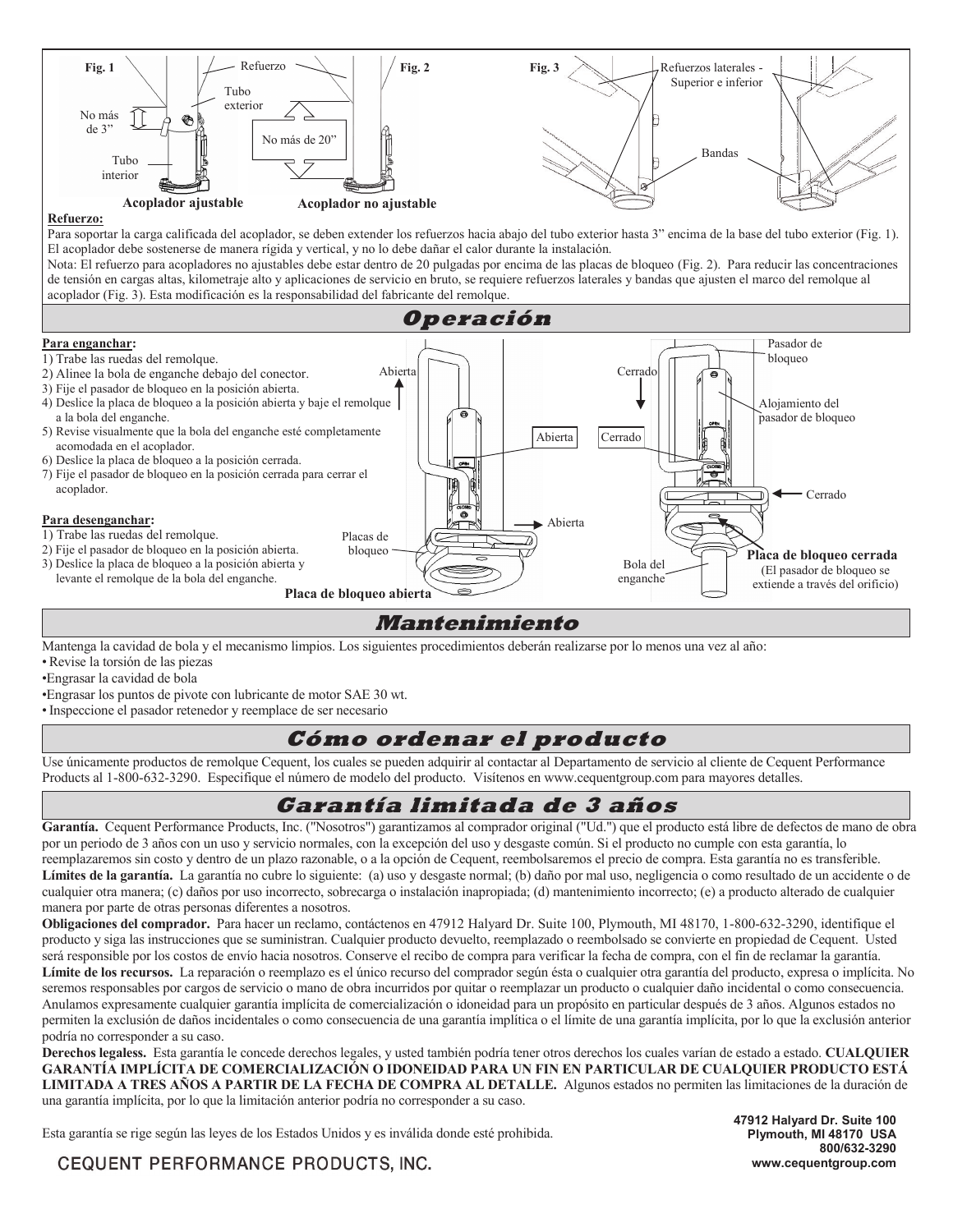Fig. 1

Refuerzo

Tubo exterior

No más de 3”

Tubo interior

Acoplador ajustable

Fig. 2

No más de 20”

Acoplador no ajustable

Fig. 3

Refuerzos laterales - Superior e inferior

Bandas

**Refuerzo:**

Para soportar la carga calificada del acoplador, se deben extender los refuerzos hacia abajo del tubo exterior hasta 3” encima de la base del tubo exterior (Fig. 1). El acoplador debe sostenerse de manera rígida y vertical, y no lo debe dañar el calor durante la instalación.

Nota: El refuerzo para acopladores no ajustables debe estar dentro de 20 pulgadas por encima de las placas de bloqueo (Fig. 2). Para reducir las concentraciones de tensión en cargas altas, kilometraje alto y aplicaciones de servicio en bruto, se requiere refuerzos laterales y bandas que ajusten el marco del remolque al acoplador (Fig. 3). Esta modificación es la responsabilidad del fabricante del remolque.

## *Operación*

**Para enganchar:**

1) Trabe las ruedas del remolque.
2) Alinee la bola de enganche debajo del conector.
3) Fije el pasador de bloqueo en la posición abierta.
4) Deslice la placa de bloqueo a la posición abierta y baje el remolque a la bola del enganche.
5) Revise visualmente que la bola del enganche esté completamente acomodada en el acoplador.
6) Deslice la placa de bloqueo a la posición cerrada.
7) Fije el pasador de bloqueo en la posición cerrada para cerrar el acoplador.

**Para desenganchar:**

1) Trabe las ruedas del remolque.
2) Fije el pasador de bloqueo en la posición abierta.
3) Deslice la placa de bloqueo a la posición abierta y levante el remolque de la bola del enganche.

Abierta

Abierta

Abierta

Placas de bloqueo

**Placa de bloqueo abierta**

Cerrado

Cerrado

Pasador de bloqueo

Alojamiento del pasador de bloqueo

Cerrado

Bola del enganche

**Placa de bloqueo cerrada**
(El pasador de bloqueo se extiende a través del orificio)

## *Mantenimiento*

Mantenga la cavidad de bola y el mecanismo limpios. Los siguientes procedimientos deberán realizarse por lo menos una vez al año:

- Revise la torsión de las piezas
- Engrasar la cavidad de bola
- Engrasar los puntos de pivote con lubricante de motor SAE 30 wt.
- Inspeccione el pasador retenedor y reemplace de ser necesario

## *Cómo ordenar el producto*

Use únicamente productos de remolque Cequent, los cuales se pueden adquirir al contactar al Departamento de servicio al cliente de Cequent Performance Products al 1-800-632-3290. Especifique el número de modelo del producto. Visítenos en www.cequentgroup.com para mayores detalles.

## *Garantía limitada de 3 años*

**Garantía.** Cequent Performance Products, Inc. ("Nosotros") garantizamos al comprador original ("Ud.") que el producto está libre de defectos de mano de obra por un periodo de 3 años con un uso y servicio normales, con la excepción del uso y desgaste común. Si el producto no cumple con esta garantía, lo reemplazaremos sin costo y dentro de un plazo razonable, o a la opción de Cequent, reembolsaremos el precio de compra. Esta garantía no es transferible.

**Límites de la garantía.** La garantía no cubre lo siguiente: (a) uso y desgaste normal; (b) daño por mal uso, negligencia o como resultado de un accidente o de cualquier otra manera; (c) daños por uso incorrecto, sobrecarga o instalación inapropiada; (d) mantenimiento incorrecto; (e) a producto alterado de cualquier manera por parte de otras personas diferentes a nosotros.

**Obligaciones del comprador.** Para hacer un reclamo, contáctenos en 47912 Halyard Dr. Suite 100, Plymouth, MI 48170, 1-800-632-3290, identifique el producto y siga las instrucciones que se suministran. Cualquier producto devuelto, reemplazado o reembolsado se convierte en propiedad de Cequent. Usted será responsible por los costos de envío hacia nosotros. Conserve el recibo de compra para verificar la fecha de compra, con el fin de reclamar la garantía.

**Límite de los recursos.** La reparación o reemplazo es el único recurso del comprador según ésta o cualquier otra garantía del producto, expresa o implícita. No seremos responsables por cargos de servicio o mano de obra incurridos por quitar o reemplazar un producto o cualquier daño incidental o como consecuencia. Anulamos expresamente cualquier garantía implícita de comercialización o idoneidad para un propósito en particular después de 3 años. Algunos estados no permiten la exclusión de daños incidentales o como consecuencia de una garantía implíctica o el límite de una garantía implícita, por lo que la exclusión anterior podría no corresponder a su caso.

**Derechos legaless.** Esta garantía le concede derechos legales, y usted también podría tener otros derechos los cuales varían de estado a estado. **CUALQUIER GARANTÍA IMPLÍCITA DE COMERCIALIZACIÓN O IDONEIDAD PARA UN FIN EN PARTICULAR DE CUALQUIER PRODUCTO ESTÁ LIMITADA A TRES AÑOS A PARTIR DE LA FECHA DE COMPRA AL DETALLE.** Algunos estados no permiten las limitaciones de la duración de una garantía implícita, por lo que la limitación anterior podría no corresponder a su caso.

Esta garantía se rige según las leyes de los Estados Unidos y es inválida donde esté prohibida.

CEQUENT PERFORMANCE PRODUCTS, INC.

**47912 Halyard Dr. Suite 100**
**Plymouth, MI 48170 USA**
**800/632-3290**
**www.cequentgroup.com**